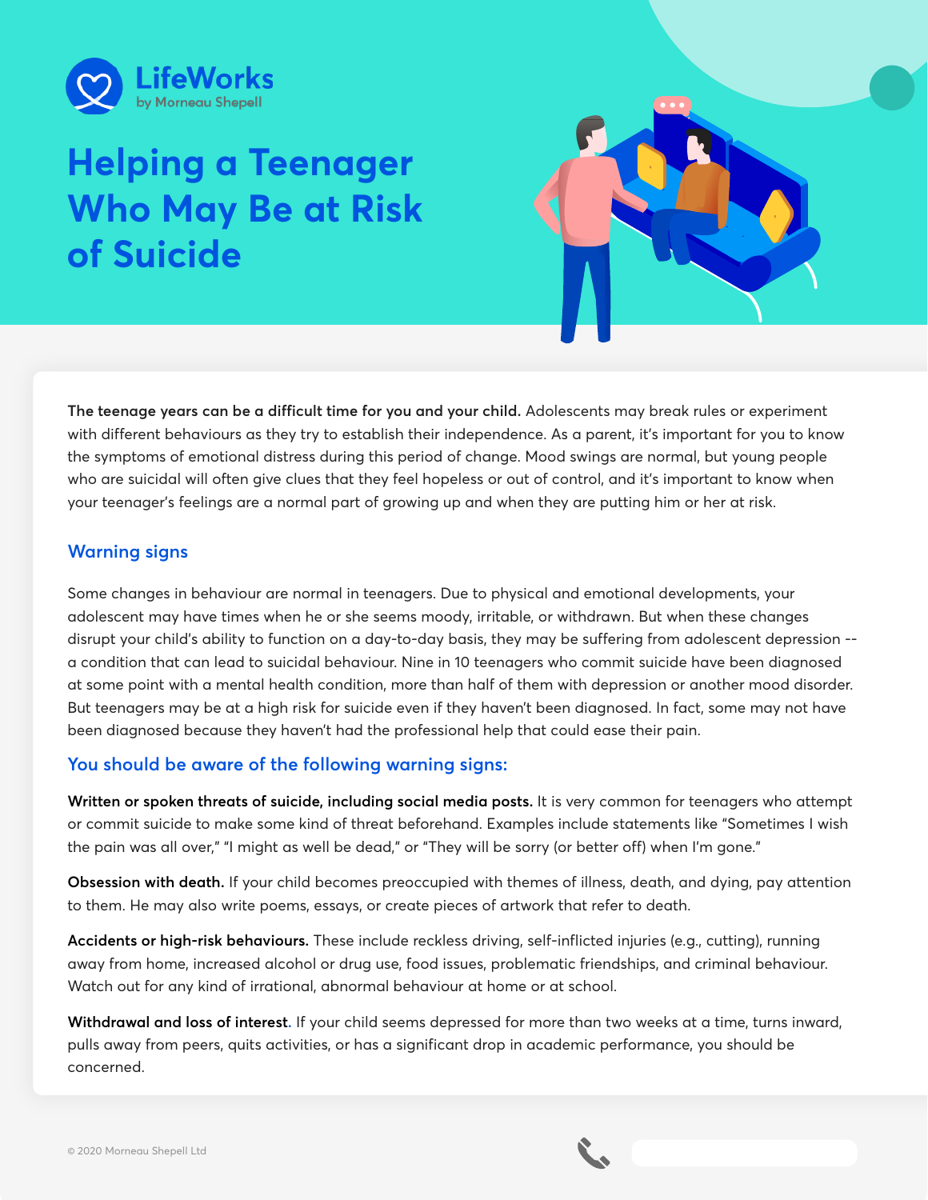LifeWorks by Morneau Shepell

# Helping a Teenager Who May Be at Risk of Suicide

**The teenage years can be a difficult time for you and your child.** Adolescents may break rules or experiment with different behaviours as they try to establish their independence. As a parent, it's important for you to know the symptoms of emotional distress during this period of change. Mood swings are normal, but young people who are suicidal will often give clues that they feel hopeless or out of control, and it's important to know when your teenager's feelings are a normal part of growing up and when they are putting him or her at risk.

## Warning signs

Some changes in behaviour are normal in teenagers. Due to physical and emotional developments, your adolescent may have times when he or she seems moody, irritable, or withdrawn. But when these changes disrupt your child's ability to function on a day-to-day basis, they may be suffering from adolescent depression -- a condition that can lead to suicidal behaviour. Nine in 10 teenagers who commit suicide have been diagnosed at some point with a mental health condition, more than half of them with depression or another mood disorder. But teenagers may be at a high risk for suicide even if they haven't been diagnosed. In fact, some may not have been diagnosed because they haven't had the professional help that could ease their pain.

### You should be aware of the following warning signs:

**Written or spoken threats of suicide, including social media posts.** It is very common for teenagers who attempt or commit suicide to make some kind of threat beforehand. Examples include statements like "Sometimes I wish the pain was all over," "I might as well be dead," or "They will be sorry (or better off) when I'm gone."

**Obsession with death.** If your child becomes preoccupied with themes of illness, death, and dying, pay attention to them. He may also write poems, essays, or create pieces of artwork that refer to death.

**Accidents or high-risk behaviours.** These include reckless driving, self-inflicted injuries (e.g., cutting), running away from home, increased alcohol or drug use, food issues, problematic friendships, and criminal behaviour. Watch out for any kind of irrational, abnormal behaviour at home or at school.

**Withdrawal and loss of interest**. If your child seems depressed for more than two weeks at a time, turns inward, pulls away from peers, quits activities, or has a significant drop in academic performance, you should be concerned.

© 2020 Morneau Shepell Ltd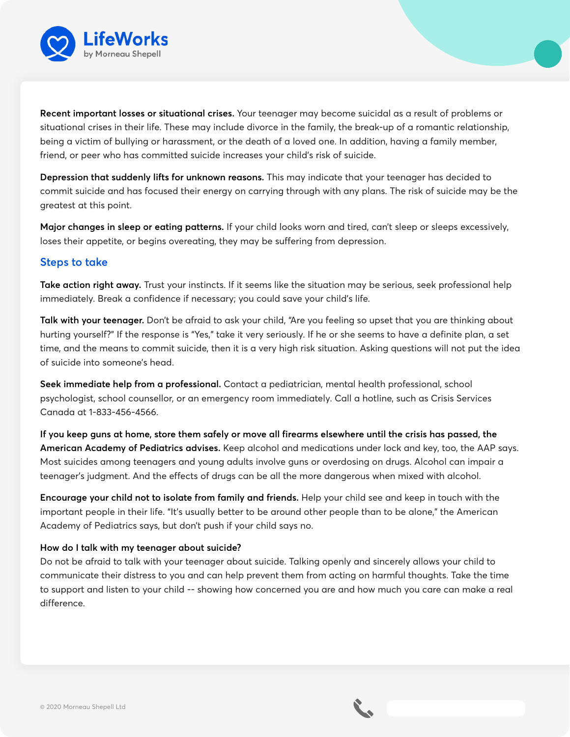**Recent important losses or situational crises.** Your teenager may become suicidal as a result of problems or situational crises in their life. These may include divorce in the family, the break-up of a romantic relationship, being a victim of bullying or harassment, or the death of a loved one. In addition, having a family member, friend, or peer who has committed suicide increases your child's risk of suicide.

**Depression that suddenly lifts for unknown reasons.** This may indicate that your teenager has decided to commit suicide and has focused their energy on carrying through with any plans. The risk of suicide may be the greatest at this point.

**Major changes in sleep or eating patterns.** If your child looks worn and tired, can't sleep or sleeps excessively, loses their appetite, or begins overeating, they may be suffering from depression.

## Steps to take

**Take action right away.** Trust your instincts. If it seems like the situation may be serious, seek professional help immediately. Break a confidence if necessary; you could save your child's life.

**Talk with your teenager.** Don't be afraid to ask your child, "Are you feeling so upset that you are thinking about hurting yourself?" If the response is "Yes," take it very seriously. If he or she seems to have a definite plan, a set time, and the means to commit suicide, then it is a very high risk situation. Asking questions will not put the idea of suicide into someone's head.

**Seek immediate help from a professional.** Contact a pediatrician, mental health professional, school psychologist, school counsellor, or an emergency room immediately. Call a hotline, such as Crisis Services Canada at 1-833-456-4566.

**If you keep guns at home, store them safely or move all firearms elsewhere until the crisis has passed, the American Academy of Pediatrics advises.** Keep alcohol and medications under lock and key, too, the AAP says. Most suicides among teenagers and young adults involve guns or overdosing on drugs. Alcohol can impair a teenager's judgment. And the effects of drugs can be all the more dangerous when mixed with alcohol.

**Encourage your child not to isolate from family and friends.** Help your child see and keep in touch with the important people in their life. "It's usually better to be around other people than to be alone," the American Academy of Pediatrics says, but don't push if your child says no.

**How do I talk with my teenager about suicide?**
Do not be afraid to talk with your teenager about suicide. Talking openly and sincerely allows your child to communicate their distress to you and can help prevent them from acting on harmful thoughts. Take the time to support and listen to your child -- showing how concerned you are and how much you care can make a real difference.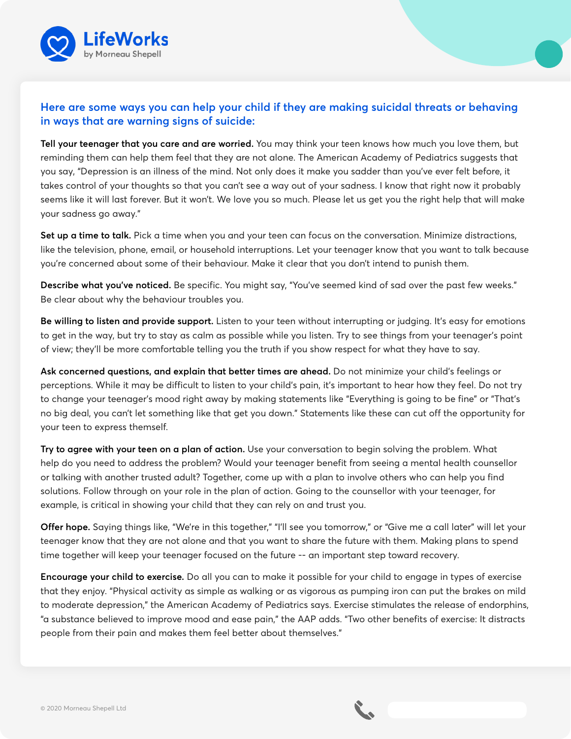## Here are some ways you can help your child if they are making suicidal threats or behaving in ways that are warning signs of suicide:

**Tell your teenager that you care and are worried.** You may think your teen knows how much you love them, but reminding them can help them feel that they are not alone. The American Academy of Pediatrics suggests that you say, "Depression is an illness of the mind. Not only does it make you sadder than you've ever felt before, it takes control of your thoughts so that you can't see a way out of your sadness. I know that right now it probably seems like it will last forever. But it won't. We love you so much. Please let us get you the right help that will make your sadness go away."

**Set up a time to talk.** Pick a time when you and your teen can focus on the conversation. Minimize distractions, like the television, phone, email, or household interruptions. Let your teenager know that you want to talk because you're concerned about some of their behaviour. Make it clear that you don't intend to punish them.

**Describe what you've noticed.** Be specific. You might say, "You've seemed kind of sad over the past few weeks." Be clear about why the behaviour troubles you.

**Be willing to listen and provide support.** Listen to your teen without interrupting or judging. It's easy for emotions to get in the way, but try to stay as calm as possible while you listen. Try to see things from your teenager's point of view; they'll be more comfortable telling you the truth if you show respect for what they have to say.

**Ask concerned questions, and explain that better times are ahead.** Do not minimize your child's feelings or perceptions. While it may be difficult to listen to your child's pain, it's important to hear how they feel. Do not try to change your teenager's mood right away by making statements like "Everything is going to be fine" or "That's no big deal, you can't let something like that get you down." Statements like these can cut off the opportunity for your teen to express themself.

**Try to agree with your teen on a plan of action.** Use your conversation to begin solving the problem. What help do you need to address the problem? Would your teenager benefit from seeing a mental health counsellor or talking with another trusted adult? Together, come up with a plan to involve others who can help you find solutions. Follow through on your role in the plan of action. Going to the counsellor with your teenager, for example, is critical in showing your child that they can rely on and trust you.

**Offer hope.** Saying things like, "We're in this together," "I'll see you tomorrow," or "Give me a call later" will let your teenager know that they are not alone and that you want to share the future with them. Making plans to spend time together will keep your teenager focused on the future -- an important step toward recovery.

**Encourage your child to exercise.** Do all you can to make it possible for your child to engage in types of exercise that they enjoy. "Physical activity as simple as walking or as vigorous as pumping iron can put the brakes on mild to moderate depression," the American Academy of Pediatrics says. Exercise stimulates the release of endorphins, "a substance believed to improve mood and ease pain," the AAP adds. "Two other benefits of exercise: It distracts people from their pain and makes them feel better about themselves."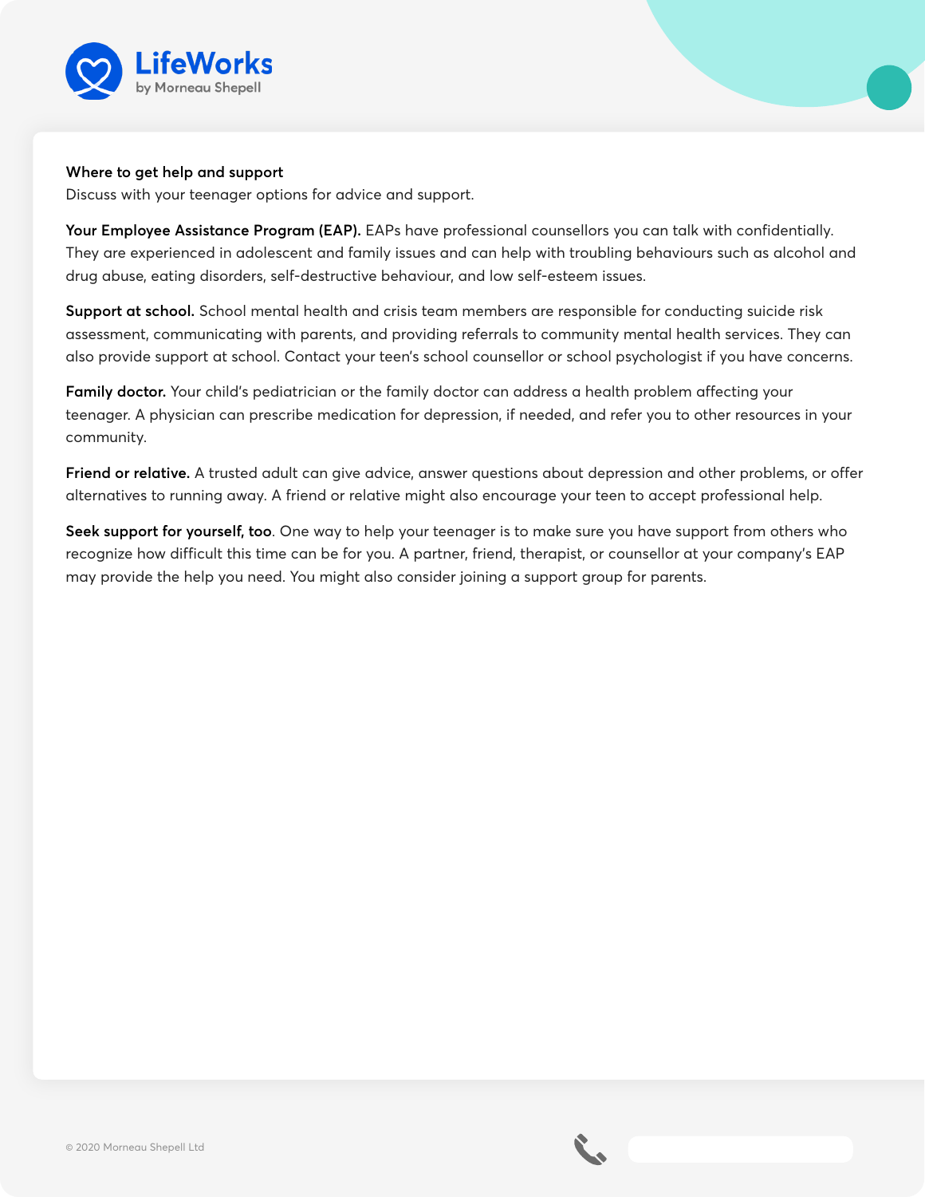**Where to get help and support**

Discuss with your teenager options for advice and support.

**Your Employee Assistance Program (EAP).** EAPs have professional counsellors you can talk with confidentially. They are experienced in adolescent and family issues and can help with troubling behaviours such as alcohol and drug abuse, eating disorders, self-destructive behaviour, and low self-esteem issues.

**Support at school.** School mental health and crisis team members are responsible for conducting suicide risk assessment, communicating with parents, and providing referrals to community mental health services. They can also provide support at school. Contact your teen's school counsellor or school psychologist if you have concerns.

**Family doctor.** Your child's pediatrician or the family doctor can address a health problem affecting your teenager. A physician can prescribe medication for depression, if needed, and refer you to other resources in your community.

**Friend or relative.** A trusted adult can give advice, answer questions about depression and other problems, or offer alternatives to running away. A friend or relative might also encourage your teen to accept professional help.

**Seek support for yourself, too**. One way to help your teenager is to make sure you have support from others who recognize how difficult this time can be for you. A partner, friend, therapist, or counsellor at your company's EAP may provide the help you need. You might also consider joining a support group for parents.

© 2020 Morneau Shepell Ltd